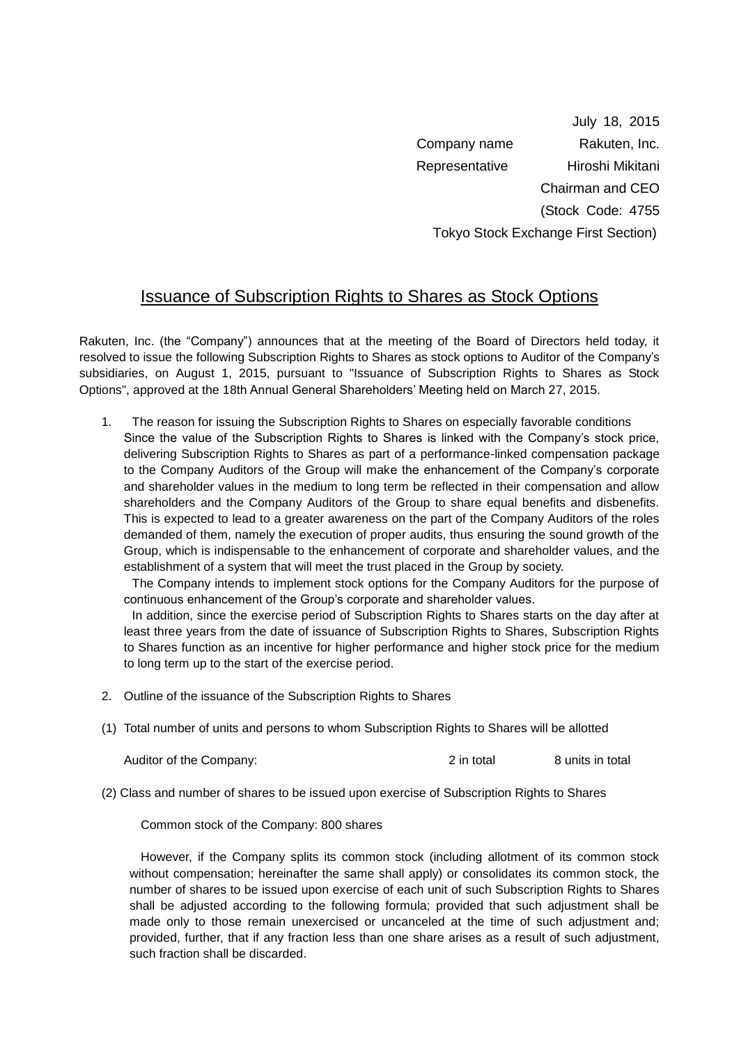July 18, 2015

Company name Rakuten, Inc.

Representative Hiroshi Mikitani

Chairman and CEO

(Stock Code: 4755

Tokyo Stock Exchange First Section)

# Issuance of Subscription Rights to Shares as Stock Options

Rakuten, Inc. (the "Company") announces that at the meeting of the Board of Directors held today, it resolved to issue the following Subscription Rights to Shares as stock options to Auditor of the Company's subsidiaries, on August 1, 2015, pursuant to "Issuance of Subscription Rights to Shares as Stock Options", approved at the 18th Annual General Shareholders' Meeting held on March 27, 2015.

1. The reason for issuing the Subscription Rights to Shares on especially favorable conditions

   Since the value of the Subscription Rights to Shares is linked with the Company's stock price, delivering Subscription Rights to Shares as part of a performance-linked compensation package to the Company Auditors of the Group will make the enhancement of the Company's corporate and shareholder values in the medium to long term be reflected in their compensation and allow shareholders and the Company Auditors of the Group to share equal benefits and disbenefits. This is expected to lead to a greater awareness on the part of the Company Auditors of the roles demanded of them, namely the execution of proper audits, thus ensuring the sound growth of the Group, which is indispensable to the enhancement of corporate and shareholder values, and the establishment of a system that will meet the trust placed in the Group by society.

   The Company intends to implement stock options for the Company Auditors for the purpose of continuous enhancement of the Group's corporate and shareholder values.

   In addition, since the exercise period of Subscription Rights to Shares starts on the day after at least three years from the date of issuance of Subscription Rights to Shares, Subscription Rights to Shares function as an incentive for higher performance and higher stock price for the medium to long term up to the start of the exercise period.

2. Outline of the issuance of the Subscription Rights to Shares

(1) Total number of units and persons to whom Subscription Rights to Shares will be allotted

| Auditor of the Company: | 2 in total | 8 units in total |
|---|---|---|

(2) Class and number of shares to be issued upon exercise of Subscription Rights to Shares

Common stock of the Company: 800 shares

However, if the Company splits its common stock (including allotment of its common stock without compensation; hereinafter the same shall apply) or consolidates its common stock, the number of shares to be issued upon exercise of each unit of such Subscription Rights to Shares shall be adjusted according to the following formula; provided that such adjustment shall be made only to those remain unexercised or uncanceled at the time of such adjustment and; provided, further, that if any fraction less than one share arises as a result of such adjustment, such fraction shall be discarded.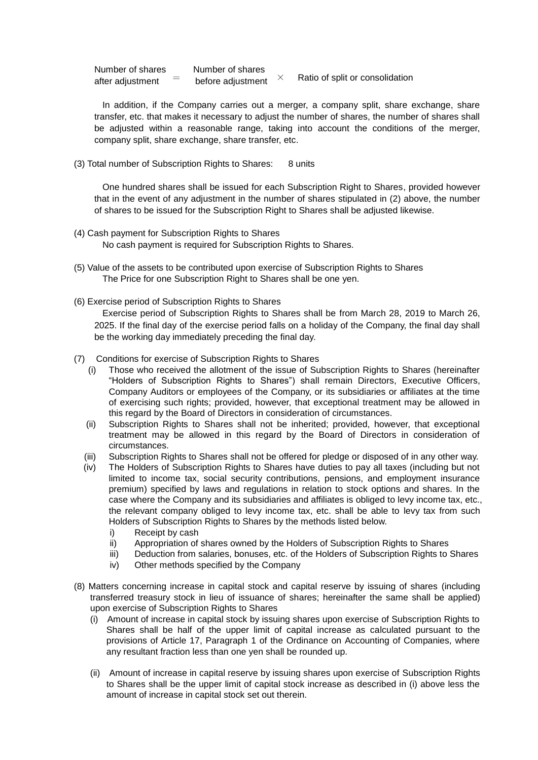$$\text{Number of shares after adjustment} = \text{Number of shares before adjustment} \times \text{Ratio of split or consolidation}$$

In addition, if the Company carries out a merger, a company split, share exchange, share transfer, etc. that makes it necessary to adjust the number of shares, the number of shares shall be adjusted within a reasonable range, taking into account the conditions of the merger, company split, share exchange, share transfer, etc.

(3) Total number of Subscription Rights to Shares: 8 units

One hundred shares shall be issued for each Subscription Right to Shares, provided however that in the event of any adjustment in the number of shares stipulated in (2) above, the number of shares to be issued for the Subscription Right to Shares shall be adjusted likewise.

(4) Cash payment for Subscription Rights to Shares

No cash payment is required for Subscription Rights to Shares.

(5) Value of the assets to be contributed upon exercise of Subscription Rights to Shares

The Price for one Subscription Right to Shares shall be one yen.

(6) Exercise period of Subscription Rights to Shares

Exercise period of Subscription Rights to Shares shall be from March 28, 2019 to March 26, 2025. If the final day of the exercise period falls on a holiday of the Company, the final day shall be the working day immediately preceding the final day.

(7) Conditions for exercise of Subscription Rights to Shares

(i) Those who received the allotment of the issue of Subscription Rights to Shares (hereinafter "Holders of Subscription Rights to Shares") shall remain Directors, Executive Officers, Company Auditors or employees of the Company, or its subsidiaries or affiliates at the time of exercising such rights; provided, however, that exceptional treatment may be allowed in this regard by the Board of Directors in consideration of circumstances.

(ii) Subscription Rights to Shares shall not be inherited; provided, however, that exceptional treatment may be allowed in this regard by the Board of Directors in consideration of circumstances.

(iii) Subscription Rights to Shares shall not be offered for pledge or disposed of in any other way.

(iv) The Holders of Subscription Rights to Shares have duties to pay all taxes (including but not limited to income tax, social security contributions, pensions, and employment insurance premium) specified by laws and regulations in relation to stock options and shares. In the case where the Company and its subsidiaries and affiliates is obliged to levy income tax, etc., the relevant company obliged to levy income tax, etc. shall be able to levy tax from such Holders of Subscription Rights to Shares by the methods listed below.

- i) Receipt by cash
- ii) Appropriation of shares owned by the Holders of Subscription Rights to Shares
- iii) Deduction from salaries, bonuses, etc. of the Holders of Subscription Rights to Shares
- iv) Other methods specified by the Company

(8) Matters concerning increase in capital stock and capital reserve by issuing of shares (including transferred treasury stock in lieu of issuance of shares; hereinafter the same shall be applied) upon exercise of Subscription Rights to Shares

(i) Amount of increase in capital stock by issuing shares upon exercise of Subscription Rights to Shares shall be half of the upper limit of capital increase as calculated pursuant to the provisions of Article 17, Paragraph 1 of the Ordinance on Accounting of Companies, where any resultant fraction less than one yen shall be rounded up.

(ii) Amount of increase in capital reserve by issuing shares upon exercise of Subscription Rights to Shares shall be the upper limit of capital stock increase as described in (i) above less the amount of increase in capital stock set out therein.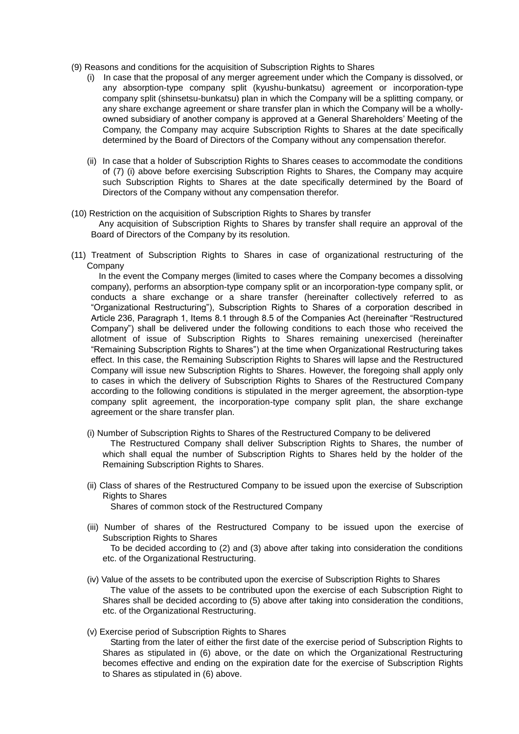(9) Reasons and conditions for the acquisition of Subscription Rights to Shares

(i) In case that the proposal of any merger agreement under which the Company is dissolved, or any absorption-type company split (kyushu-bunkatsu) agreement or incorporation-type company split (shinsetsu-bunkatsu) plan in which the Company will be a splitting company, or any share exchange agreement or share transfer plan in which the Company will be a wholly-owned subsidiary of another company is approved at a General Shareholders' Meeting of the Company, the Company may acquire Subscription Rights to Shares at the date specifically determined by the Board of Directors of the Company without any compensation therefor.

(ii) In case that a holder of Subscription Rights to Shares ceases to accommodate the conditions of (7) (i) above before exercising Subscription Rights to Shares, the Company may acquire such Subscription Rights to Shares at the date specifically determined by the Board of Directors of the Company without any compensation therefor.

(10) Restriction on the acquisition of Subscription Rights to Shares by transfer

Any acquisition of Subscription Rights to Shares by transfer shall require an approval of the Board of Directors of the Company by its resolution.

(11) Treatment of Subscription Rights to Shares in case of organizational restructuring of the Company

In the event the Company merges (limited to cases where the Company becomes a dissolving company), performs an absorption-type company split or an incorporation-type company split, or conducts a share exchange or a share transfer (hereinafter collectively referred to as "Organizational Restructuring"), Subscription Rights to Shares of a corporation described in Article 236, Paragraph 1, Items 8.1 through 8.5 of the Companies Act (hereinafter "Restructured Company") shall be delivered under the following conditions to each those who received the allotment of issue of Subscription Rights to Shares remaining unexercised (hereinafter "Remaining Subscription Rights to Shares") at the time when Organizational Restructuring takes effect. In this case, the Remaining Subscription Rights to Shares will lapse and the Restructured Company will issue new Subscription Rights to Shares. However, the foregoing shall apply only to cases in which the delivery of Subscription Rights to Shares of the Restructured Company according to the following conditions is stipulated in the merger agreement, the absorption-type company split agreement, the incorporation-type company split plan, the share exchange agreement or the share transfer plan.

(i) Number of Subscription Rights to Shares of the Restructured Company to be delivered

The Restructured Company shall deliver Subscription Rights to Shares, the number of which shall equal the number of Subscription Rights to Shares held by the holder of the Remaining Subscription Rights to Shares.

(ii) Class of shares of the Restructured Company to be issued upon the exercise of Subscription Rights to Shares

Shares of common stock of the Restructured Company

(iii) Number of shares of the Restructured Company to be issued upon the exercise of Subscription Rights to Shares

To be decided according to (2) and (3) above after taking into consideration the conditions etc. of the Organizational Restructuring.

(iv) Value of the assets to be contributed upon the exercise of Subscription Rights to Shares

The value of the assets to be contributed upon the exercise of each Subscription Right to Shares shall be decided according to (5) above after taking into consideration the conditions, etc. of the Organizational Restructuring.

(v) Exercise period of Subscription Rights to Shares

Starting from the later of either the first date of the exercise period of Subscription Rights to Shares as stipulated in (6) above, or the date on which the Organizational Restructuring becomes effective and ending on the expiration date for the exercise of Subscription Rights to Shares as stipulated in (6) above.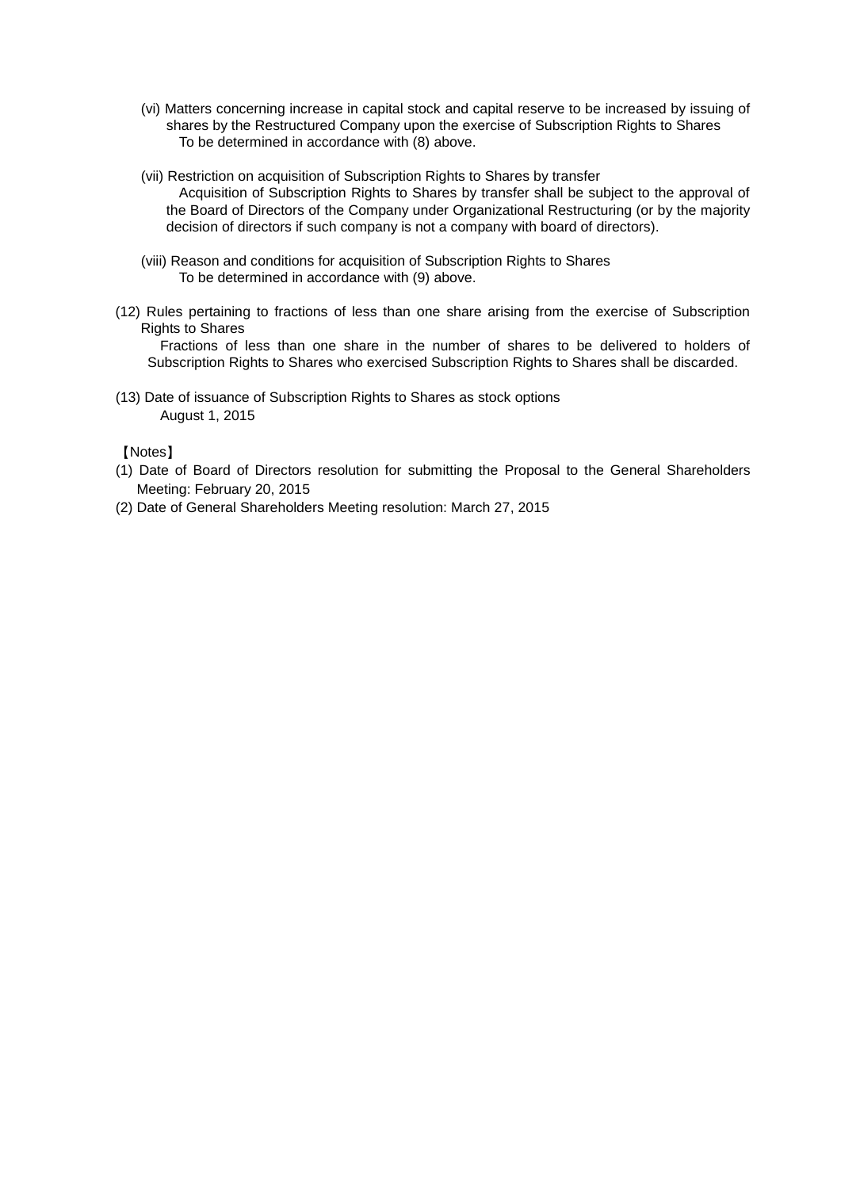(vi) Matters concerning increase in capital stock and capital reserve to be increased by issuing of shares by the Restructured Company upon the exercise of Subscription Rights to Shares

To be determined in accordance with (8) above.

(vii) Restriction on acquisition of Subscription Rights to Shares by transfer

Acquisition of Subscription Rights to Shares by transfer shall be subject to the approval of the Board of Directors of the Company under Organizational Restructuring (or by the majority decision of directors if such company is not a company with board of directors).

(viii) Reason and conditions for acquisition of Subscription Rights to Shares

To be determined in accordance with (9) above.

(12) Rules pertaining to fractions of less than one share arising from the exercise of Subscription Rights to Shares

Fractions of less than one share in the number of shares to be delivered to holders of Subscription Rights to Shares who exercised Subscription Rights to Shares shall be discarded.

(13) Date of issuance of Subscription Rights to Shares as stock options

August 1, 2015

【Notes】

(1) Date of Board of Directors resolution for submitting the Proposal to the General Shareholders Meeting: February 20, 2015

(2) Date of General Shareholders Meeting resolution: March 27, 2015